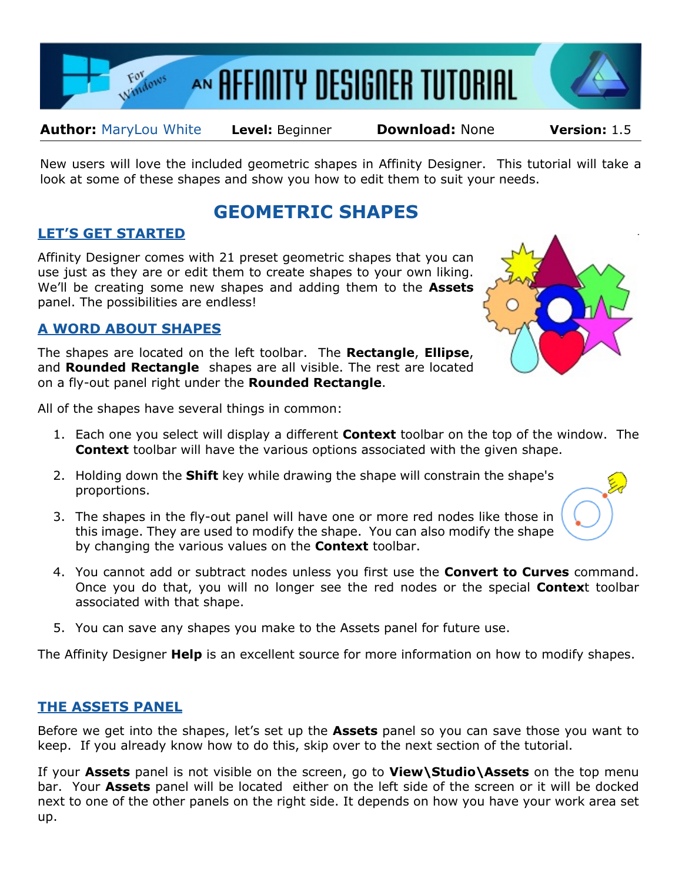# AN AFFINITY DESIGNER TUTORIAL

**Author:** MaryLou White **Level:** Beginner **Download:** None **Version:** 1.5

New users will love the included geometric shapes in Affinity Designer. This tutorial will take a look at some of these shapes and show you how to edit them to suit your needs.

## GEOMETRIC SHAPES

### LET'S GET STARTED

Affinity Designer comes with 21 preset geometric shapes that you can use just as they are or edit them to create shapes to your own liking. We'll be creating some new shapes and adding them to the **Assets** panel. The possibilities are endless!

### A WORD ABOUT SHAPES

The shapes are located on the left toolbar. The **Rectangle**, **Ellipse**, and **Rounded Rectangle** shapes are all visible. The rest are located on a fly-out panel right under the **Rounded Rectangle**.

All of the shapes have several things in common:

1. Each one you select will display a different **Context** toolbar on the top of the window. The **Context** toolbar will have the various options associated with the given shape.
2. Holding down the **Shift** key while drawing the shape will constrain the shape's proportions.
3. The shapes in the fly-out panel will have one or more red nodes like those in this image. They are used to modify the shape. You can also modify the shape by changing the various values on the **Context** toolbar.
4. You cannot add or subtract nodes unless you first use the **Convert to Curves** command. Once you do that, you will no longer see the red nodes or the special **Contex**t toolbar associated with that shape.
5. You can save any shapes you make to the Assets panel for future use.

The Affinity Designer **Help** is an excellent source for more information on how to modify shapes.

### THE ASSETS PANEL

Before we get into the shapes, let's set up the **Assets** panel so you can save those you want to keep. If you already know how to do this, skip over to the next section of the tutorial.

If your **Assets** panel is not visible on the screen, go to **View\Studio\Assets** on the top menu bar. Your **Assets** panel will be located either on the left side of the screen or it will be docked next to one of the other panels on the right side. It depends on how you have your work area set up.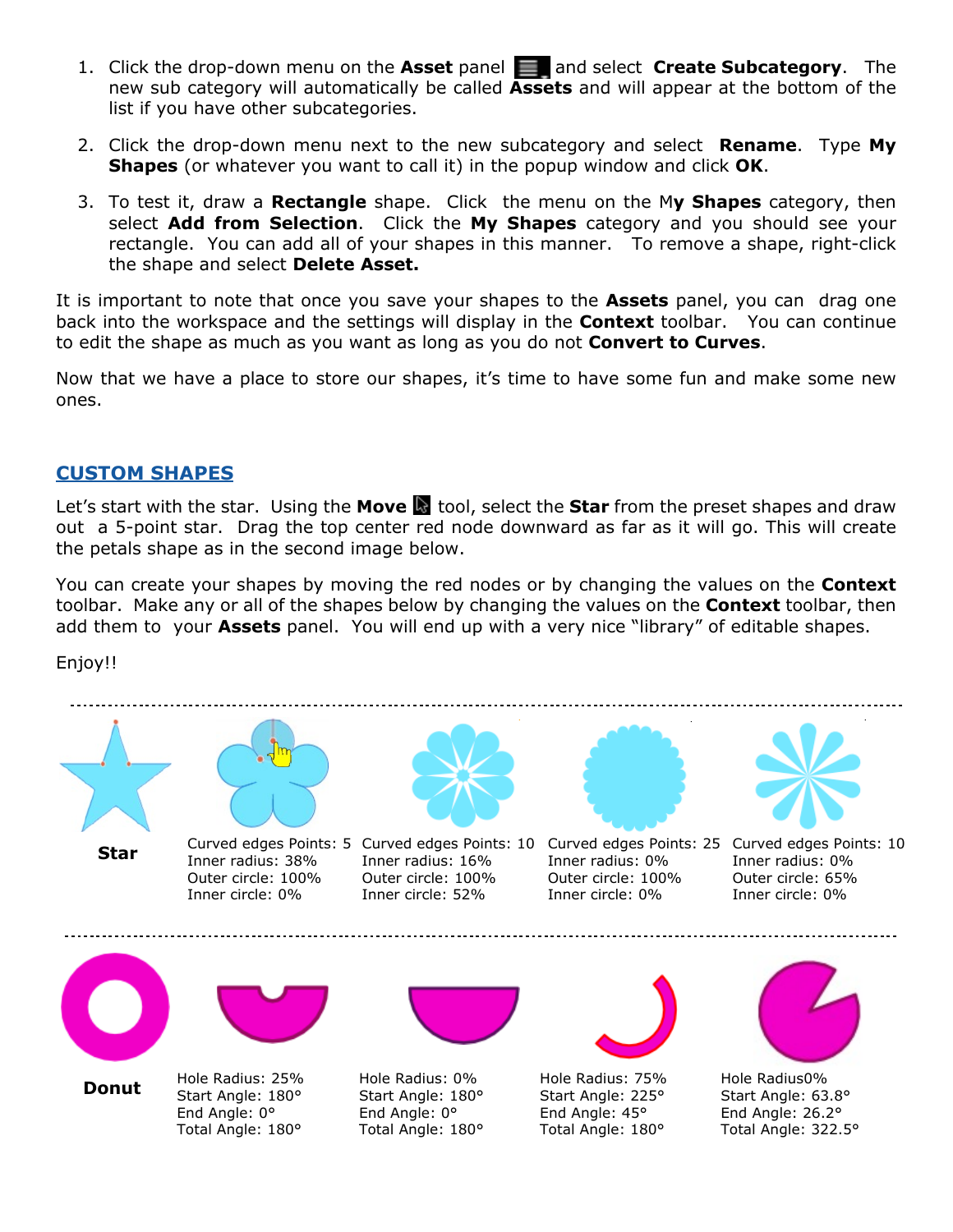1. Click the drop-down menu on the **Asset** panel and select **Create Subcategory**. The new sub category will automatically be called **Assets** and will appear at the bottom of the list if you have other subcategories.
2. Click the drop-down menu next to the new subcategory and select **Rename**. Type **My Shapes** (or whatever you want to call it) in the popup window and click **OK**.
3. To test it, draw a **Rectangle** shape. Click the menu on the M**y Shapes** category, then select **Add from Selection**. Click the **My Shapes** category and you should see your rectangle. You can add all of your shapes in this manner. To remove a shape, right-click the shape and select **Delete Asset.**

It is important to note that once you save your shapes to the **Assets** panel, you can drag one back into the workspace and the settings will display in the **Context** toolbar. You can continue to edit the shape as much as you want as long as you do not **Convert to Curves**.

Now that we have a place to store our shapes, it's time to have some fun and make some new ones.

## CUSTOM SHAPES

Let's start with the star. Using the **Move** tool, select the **Star** from the preset shapes and draw out a 5-point star. Drag the top center red node downward as far as it will go. This will create the petals shape as in the second image below.

You can create your shapes by moving the red nodes or by changing the values on the **Context** toolbar. Make any or all of the shapes below by changing the values on the **Context** toolbar, then add them to your **Assets** panel. You will end up with a very nice "library" of editable shapes.

Enjoy!!

| **Star** | Curved edges Points: 5<br>Inner radius: 38%<br>Outer circle: 100%<br>Inner circle: 0% | Curved edges Points: 10<br>Inner radius: 16%<br>Outer circle: 100%<br>Inner circle: 52% | Curved edges Points: 25<br>Inner radius: 0%<br>Outer circle: 100%<br>Inner circle: 0% | Curved edges Points: 10<br>Inner radius: 0%<br>Outer circle: 65%<br>Inner circle: 0% |
|---|---|---|---|---|
| **Donut** | Hole Radius: 25%<br>Start Angle: 180°<br>End Angle: 0°<br>Total Angle: 180° | Hole Radius: 0%<br>Start Angle: 180°<br>End Angle: 0°<br>Total Angle: 180° | Hole Radius: 75%<br>Start Angle: 225°<br>End Angle: 45°<br>Total Angle: 180° | Hole Radius0%<br>Start Angle: 63.8°<br>End Angle: 26.2°<br>Total Angle: 322.5° |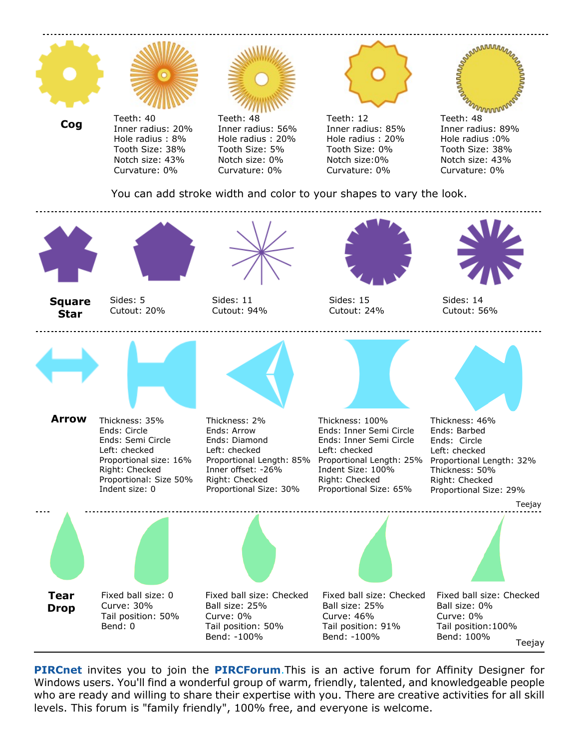**Cog**

Teeth: 40
Inner radius: 20%
Hole radius : 8%
Tooth Size: 38%
Notch size: 43%
Curvature: 0%

Teeth: 48
Inner radius: 56%
Hole radius : 20%
Tooth Size: 5%
Notch size: 0%
Curvature: 0%

Teeth: 12
Inner radius: 85%
Hole radius : 20%
Tooth Size: 0%
Notch size:0%
Curvature: 0%

Teeth: 48
Inner radius: 89%
Hole radius :0%
Tooth Size: 38%
Notch size: 43%
Curvature: 0%

You can add stroke width and color to your shapes to vary the look.

---

**Square Star**

Sides: 5
Cutout: 20%

Sides: 11
Cutout: 94%

Sides: 15
Cutout: 24%

Sides: 14
Cutout: 56%

---

**Arrow**

Thickness: 35%
Ends: Circle
Ends: Semi Circle
Left: checked
Proportional size: 16%
Right: Checked
Proportional: Size 50%
Indent size: 0

Thickness: 2%
Ends: Arrow
Ends: Diamond
Left: checked
Proportional Length: 85%
Inner offset: -26%
Right: Checked
Proportional Size: 30%

Thickness: 100%
Ends: Inner Semi Circle
Ends: Inner Semi Circle
Left: checked
Proportional Length: 25%
Indent Size: 100%
Right: Checked
Proportional Size: 65%

Thickness: 46%
Ends: Barbed
Ends: Circle
Left: checked
Proportional Length: 32%
Thickness: 50%
Right: Checked
Proportional Size: 29%

Teejay

---

**Tear Drop**

Fixed ball size: 0
Curve: 30%
Tail position: 50%
Bend: 0

Fixed ball size: Checked
Ball size: 25%
Curve: 0%
Tail position: 50%
Bend: -100%

Fixed ball size: Checked
Ball size: 25%
Curve: 46%
Tail position: 91%
Bend: -100%

Fixed ball size: Checked
Ball size: 0%
Curve: 0%
Tail position:100%
Bend: 100%

Teejay

---

**PIRCnet** invites you to join the **PIRCForum**.This is an active forum for Affinity Designer for Windows users. You'll find a wonderful group of warm, friendly, talented, and knowledgeable people who are ready and willing to share their expertise with you. There are creative activities for all skill levels. This forum is "family friendly", 100% free, and everyone is welcome.